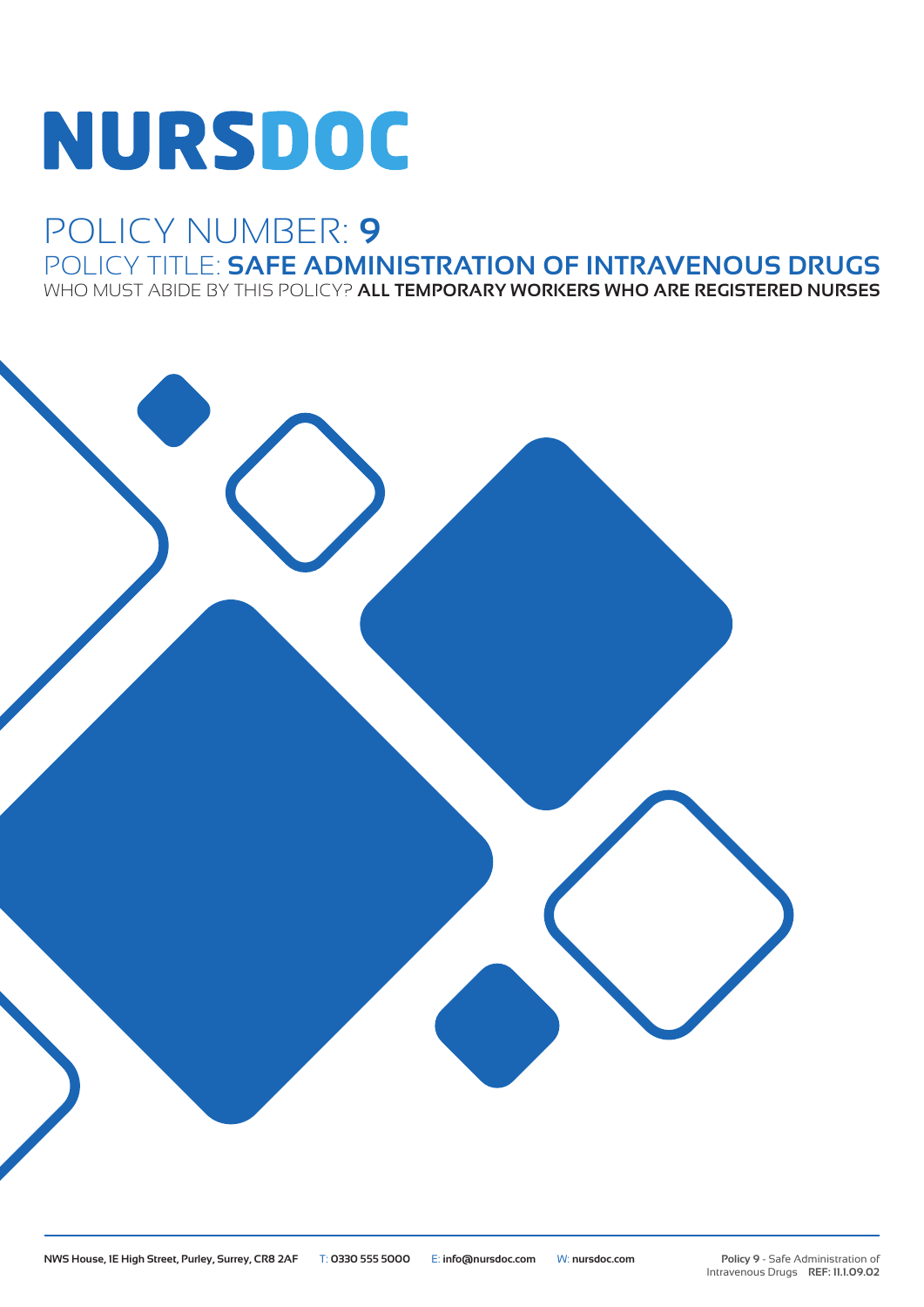# NURSDOC

## POLICY NUMBER: **9**

## POLICY TITLE: **SAFE ADMINISTRATION OF INTRAVENOUS DRUGS**

WHO MUST ABIDE BY THIS POLICY? **ALL TEMPORARY WORKERS WHO ARE REGISTERED NURSES**

**NWS House, 1E High Street, Purley, Surrey, CR8 2AF** T: **0330 555 5000** E: **info@nursdoc.com** W: **nursdoc.com**

**Policy 9** - Safe Administration of Intravenous Drugs **REF: 11.1.09.02**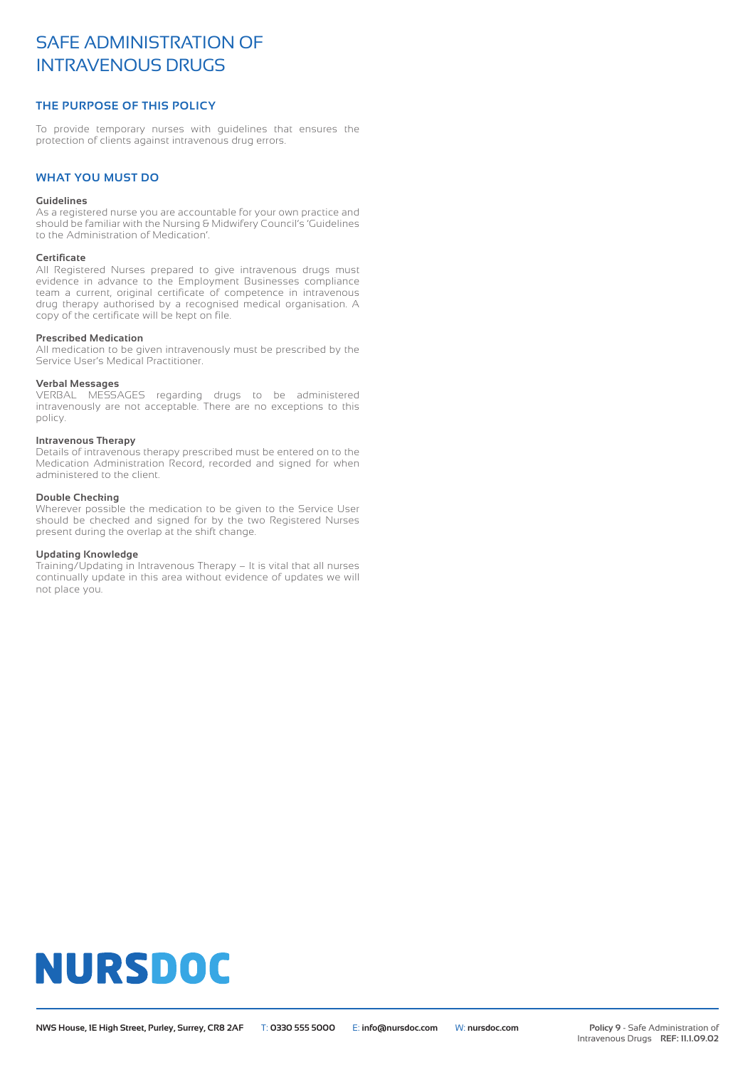# SAFE ADMINISTRATION OF INTRAVENOUS DRUGS

## THE PURPOSE OF THIS POLICY

To provide temporary nurses with guidelines that ensures the protection of clients against intravenous drug errors.

## WHAT YOU MUST DO

**Guidelines**
As a registered nurse you are accountable for your own practice and should be familiar with the Nursing & Midwifery Council's 'Guidelines to the Administration of Medication'.

**Certificate**
All Registered Nurses prepared to give intravenous drugs must evidence in advance to the Employment Businesses compliance team a current, original certificate of competence in intravenous drug therapy authorised by a recognised medical organisation. A copy of the certificate will be kept on file.

**Prescribed Medication**
All medication to be given intravenously must be prescribed by the Service User's Medical Practitioner.

**Verbal Messages**
VERBAL MESSAGES regarding drugs to be administered intravenously are not acceptable. There are no exceptions to this policy.

**Intravenous Therapy**
Details of intravenous therapy prescribed must be entered on to the Medication Administration Record, recorded and signed for when administered to the client.

**Double Checking**
Wherever possible the medication to be given to the Service User should be checked and signed for by the two Registered Nurses present during the overlap at the shift change.

**Updating Knowledge**
Training/Updating in Intravenous Therapy – It is vital that all nurses continually update in this area without evidence of updates we will not place you.

NURSDOC

NWS House, 1E High Street, Purley, Surrey, CR8 2AF T: 0330 555 5000 E: info@nursdoc.com W: nursdoc.com

Policy 9 - Safe Administration of Intravenous Drugs REF: 11.1.09.02